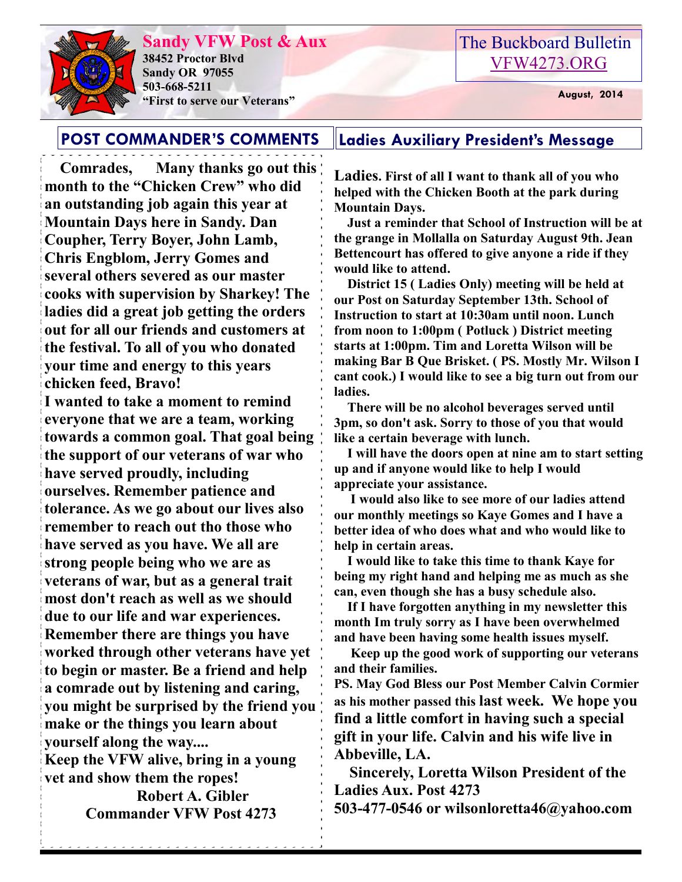# Sandy VFW Post & Aux

**38452 Proctor Blvd**
**Sandy OR 97055**
**503-668-5211**
**"First to serve our Veterans"**

The Buckboard Bulletin
VFW4273.ORG

**August, 2014**

## POST COMMANDER'S COMMENTS

**Comrades, Many thanks go out this month to the "Chicken Crew" who did an outstanding job again this year at Mountain Days here in Sandy. Dan Coupher, Terry Boyer, John Lamb, Chris Engblom, Jerry Gomes and several others severed as our master cooks with supervision by Sharkey! The ladies did a great job getting the orders out for all our friends and customers at the festival. To all of you who donated your time and energy to this years chicken feed, Bravo!**

**I wanted to take a moment to remind everyone that we are a team, working towards a common goal. That goal being the support of our veterans of war who have served proudly, including ourselves. Remember patience and tolerance. As we go about our lives also remember to reach out tho those who have served as you have. We all are strong people being who we are as veterans of war, but as a general trait most don't reach as well as we should due to our life and war experiences. Remember there are things you have worked through other veterans have yet to begin or master. Be a friend and help a comrade out by listening and caring, you might be surprised by the friend you make or the things you learn about yourself along the way....**

**Keep the VFW alive, bring in a young vet and show them the ropes!**

**Robert A. Gibler**
**Commander VFW Post 4273**

## Ladies Auxiliary President's Message

**Ladies. First of all I want to thank all of you who helped with the Chicken Booth at the park during Mountain Days.**

**Just a reminder that School of Instruction will be at the grange in Mollalla on Saturday August 9th. Jean Bettencourt has offered to give anyone a ride if they would like to attend.**

**District 15 ( Ladies Only) meeting will be held at our Post on Saturday September 13th. School of Instruction to start at 10:30am until noon. Lunch from noon to 1:00pm ( Potluck ) District meeting starts at 1:00pm. Tim and Loretta Wilson will be making Bar B Que Brisket. ( PS. Mostly Mr. Wilson I cant cook.) I would like to see a big turn out from our ladies.**

**There will be no alcohol beverages served until 3pm, so don't ask. Sorry to those of you that would like a certain beverage with lunch.**

**I will have the doors open at nine am to start setting up and if anyone would like to help I would appreciate your assistance.**

**I would also like to see more of our ladies attend our monthly meetings so Kaye Gomes and I have a better idea of who does what and who would like to help in certain areas.**

**I would like to take this time to thank Kaye for being my right hand and helping me as much as she can, even though she has a busy schedule also.**

**If I have forgotten anything in my newsletter this month Im truly sorry as I have been overwhelmed and have been having some health issues myself.**

**Keep up the good work of supporting our veterans and their families.**

**PS. May God Bless our Post Member Calvin Cormier as his mother passed this last week. We hope you find a little comfort in having such a special gift in your life. Calvin and his wife live in Abbeville, LA.**

**Sincerely, Loretta Wilson President of the Ladies Aux. Post 4273**
**503-477-0546 or wilsonloretta46@yahoo.com**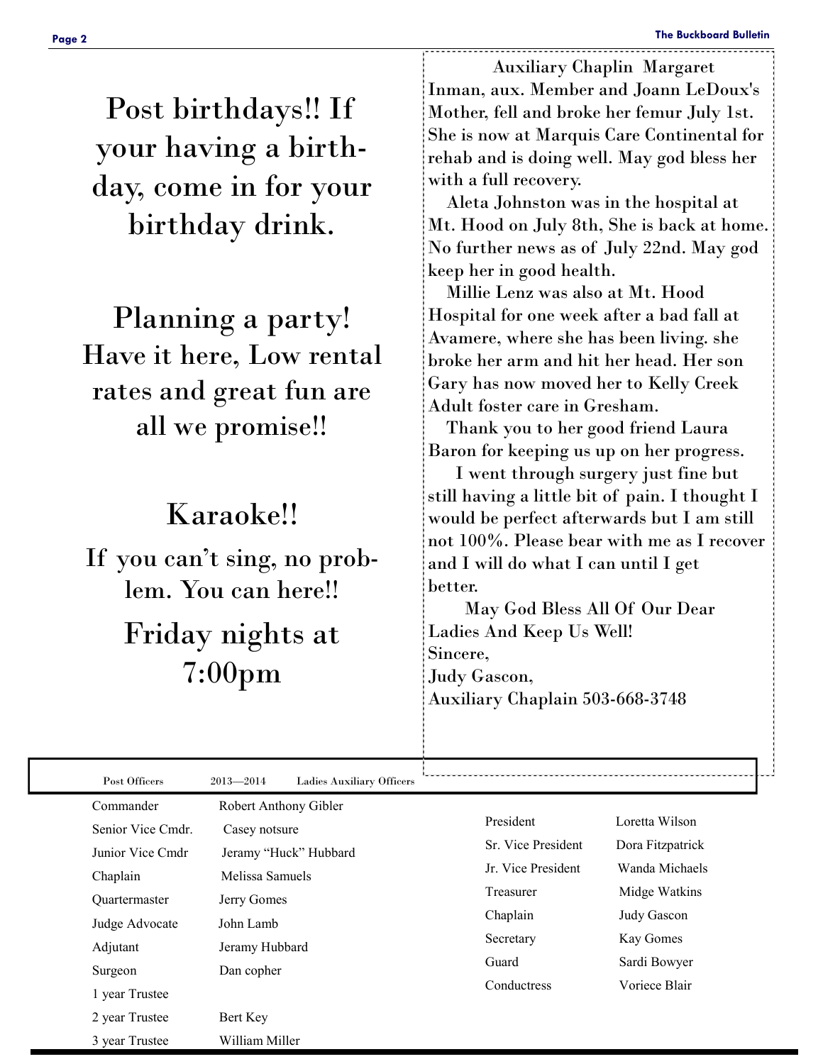Post birthdays!! If your having a birthday, come in for your birthday drink.

Planning a party! Have it here, Low rental rates and great fun are all we promise!!

# Karaoke!!

If you can't sing, no problem. You can here!!

Friday nights at 7:00pm

Auxiliary Chaplin Margaret Inman, aux. Member and Joann LeDoux's Mother, fell and broke her femur July 1st. She is now at Marquis Care Continental for rehab and is doing well. May god bless her with a full recovery.

Aleta Johnston was in the hospital at Mt. Hood on July 8th, She is back at home. No further news as of July 22nd. May god keep her in good health.

Millie Lenz was also at Mt. Hood Hospital for one week after a bad fall at Avamere, where she has been living. she broke her arm and hit her head. Her son Gary has now moved her to Kelly Creek Adult foster care in Gresham.

Thank you to her good friend Laura Baron for keeping us up on her progress.

I went through surgery just fine but still having a little bit of pain. I thought I would be perfect afterwards but I am still not 100%. Please bear with me as I recover and I will do what I can until I get better.

May God Bless All Of Our Dear Ladies And Keep Us Well!

Sincere,
Judy Gascon,
Auxiliary Chaplain 503-668-3748

Post Officers 2013—2014 Ladies Auxiliary Officers

| Post Officers | |
|---|---|
| Commander | Robert Anthony Gibler |
| Senior Vice Cmdr. | Casey notsure |
| Junior Vice Cmdr | Jeramy "Huck" Hubbard |
| Chaplain | Melissa Samuels |
| Quartermaster | Jerry Gomes |
| Judge Advocate | John Lamb |
| Adjutant | Jeramy Hubbard |
| Surgeon | Dan copher |
| 1 year Trustee | |
| 2 year Trustee | Bert Key |
| 3 year Trustee | William Miller |

| Ladies Auxiliary Officers | |
|---|---|
| President | Loretta Wilson |
| Sr. Vice President | Dora Fitzpatrick |
| Jr. Vice President | Wanda Michaels |
| Treasurer | Midge Watkins |
| Chaplain | Judy Gascon |
| Secretary | Kay Gomes |
| Guard | Sardi Bowyer |
| Conductress | Voriece Blair |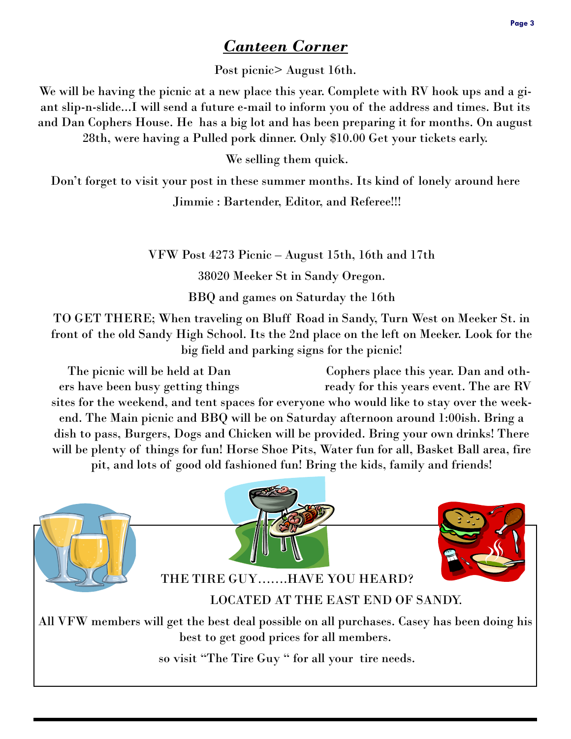## *Canteen Corner*

Post picnic> August 16th.

We will be having the picnic at a new place this year. Complete with RV hook ups and a giant slip-n-slide...I will send a future e-mail to inform you of the address and times. But its and Dan Cophers House. He has a big lot and has been preparing it for months. On august 28th, were having a Pulled pork dinner. Only $10.00 Get your tickets early.

We selling them quick.

Don't forget to visit your post in these summer months. Its kind of lonely around here

Jimmie : Bartender, Editor, and Referee!!!

VFW Post 4273 Picnic – August 15th, 16th and 17th

38020 Meeker St in Sandy Oregon.

BBQ and games on Saturday the 16th

TO GET THERE; When traveling on Bluff Road in Sandy, Turn West on Meeker St. in front of the old Sandy High School. Its the 2nd place on the left on Meeker. Look for the big field and parking signs for the picnic!

The picnic will be held at Dan Cophers place this year. Dan and others have been busy getting things ready for this years event. The are RV sites for the weekend, and tent spaces for everyone who would like to stay over the weekend. The Main picnic and BBQ will be on Saturday afternoon around 1:00ish. Bring a dish to pass, Burgers, Dogs and Chicken will be provided. Bring your own drinks! There will be plenty of things for fun! Horse Shoe Pits, Water fun for all, Basket Ball area, fire pit, and lots of good old fashioned fun! Bring the kids, family and friends!

THE TIRE GUY.......HAVE YOU HEARD?

LOCATED AT THE EAST END OF SANDY.

All VFW members will get the best deal possible on all purchases. Casey has been doing his best to get good prices for all members.

so visit "The Tire Guy " for all your tire needs.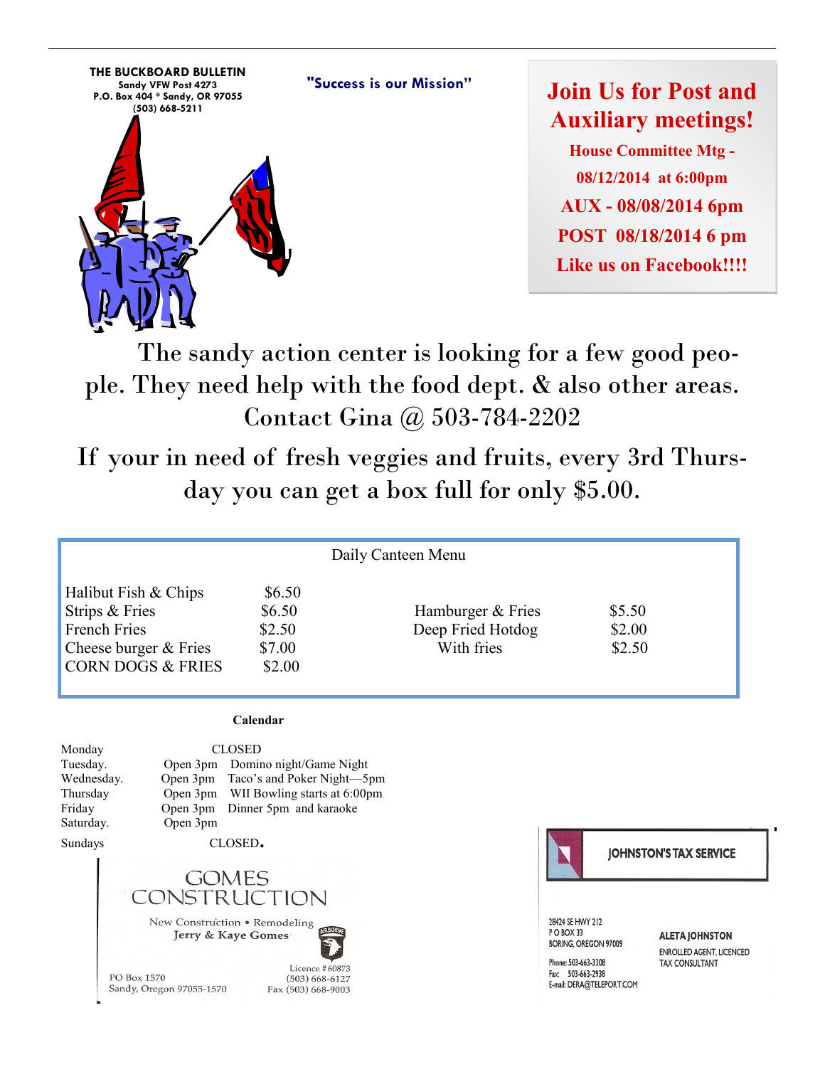**THE BUCKBOARD BULLETIN**
**Sandy VFW Post 4273**
**P.O. Box 404 * Sandy, OR 97055**
**(503) 668-5211**

**"Success is our Mission"**

## Join Us for Post and Auxiliary meetings!

**House Committee Mtg - 08/12/2014 at 6:00pm**

**AUX - 08/08/2014 6pm**

**POST 08/18/2014 6 pm**

**Like us on Facebook!!!!**

The sandy action center is looking for a few good people. They need help with the food dept. & also other areas. Contact Gina @ 503-784-2202

If your in need of fresh veggies and fruits, every 3rd Thursday you can get a box full for only $5.00.

### Daily Canteen Menu

| Item | Price |
|---|---|
| Halibut Fish & Chips | $6.50 |
| Strips & Fries | $6.50 |
| French Fries | $2.50 |
| Cheese burger & Fries | $7.00 |
| CORN DOGS & FRIES | $2.00 |
| Hamburger & Fries | $5.50 |
| Deep Fried Hotdog | $2.00 |
| With fries | $2.50 |

### Calendar

| Day | Hours | Event |
|---|---|---|
| Monday | CLOSED | |
| Tuesday. | Open 3pm | Domino night/Game Night |
| Wednesday. | Open 3pm | Taco's and Poker Night—5pm |
| Thursday | Open 3pm | WII Bowling starts at 6:00pm |
| Friday | Open 3pm | Dinner 5pm and karaoke |
| Saturday. | Open 3pm | |
| Sundays | CLOSED. | |

**GOMES CONSTRUCTION**
New Construction • Remodeling
Jerry & Kaye Gomes
PO Box 1570
Sandy, Oregon 97055-1570
Licence # 60873
(503) 668-6127
Fax (503) 668-9003

**JOHNSTON'S TAX SERVICE**
28424 SE HWY 212
P O BOX 33
BORING, OREGON 97009
Phone: 503-663-3308
Fax: 503-663-2938
E-mail: DERA@TELEPORT.COM

**ALETA JOHNSTON**
ENROLLED AGENT, LICENCED TAX CONSULTANT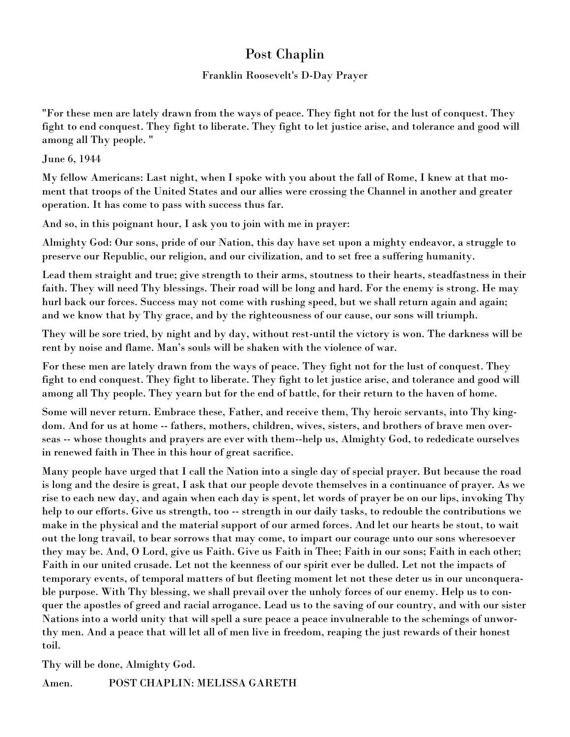# Post Chaplin

## Franklin Roosevelt's D-Day Prayer

"For these men are lately drawn from the ways of peace. They fight not for the lust of conquest. They fight to end conquest. They fight to liberate. They fight to let justice arise, and tolerance and good will among all Thy people. "

June 6, 1944

My fellow Americans: Last night, when I spoke with you about the fall of Rome, I knew at that moment that troops of the United States and our allies were crossing the Channel in another and greater operation. It has come to pass with success thus far.

And so, in this poignant hour, I ask you to join with me in prayer:

Almighty God: Our sons, pride of our Nation, this day have set upon a mighty endeavor, a struggle to preserve our Republic, our religion, and our civilization, and to set free a suffering humanity.

Lead them straight and true; give strength to their arms, stoutness to their hearts, steadfastness in their faith. They will need Thy blessings. Their road will be long and hard. For the enemy is strong. He may hurl back our forces. Success may not come with rushing speed, but we shall return again and again; and we know that by Thy grace, and by the righteousness of our cause, our sons will triumph.

They will be sore tried, by night and by day, without rest-until the victory is won. The darkness will be rent by noise and flame. Man's souls will be shaken with the violence of war.

For these men are lately drawn from the ways of peace. They fight not for the lust of conquest. They fight to end conquest. They fight to liberate. They fight to let justice arise, and tolerance and good will among all Thy people. They yearn but for the end of battle, for their return to the haven of home.

Some will never return. Embrace these, Father, and receive them, Thy heroic servants, into Thy kingdom. And for us at home -- fathers, mothers, children, wives, sisters, and brothers of brave men overseas -- whose thoughts and prayers are ever with them--help us, Almighty God, to rededicate ourselves in renewed faith in Thee in this hour of great sacrifice.

Many people have urged that I call the Nation into a single day of special prayer. But because the road is long and the desire is great, I ask that our people devote themselves in a continuance of prayer. As we rise to each new day, and again when each day is spent, let words of prayer be on our lips, invoking Thy help to our efforts. Give us strength, too -- strength in our daily tasks, to redouble the contributions we make in the physical and the material support of our armed forces. And let our hearts be stout, to wait out the long travail, to bear sorrows that may come, to impart our courage unto our sons wheresoever they may be. And, O Lord, give us Faith. Give us Faith in Thee; Faith in our sons; Faith in each other; Faith in our united crusade. Let not the keenness of our spirit ever be dulled. Let not the impacts of temporary events, of temporal matters of but fleeting moment let not these deter us in our unconquerable purpose. With Thy blessing, we shall prevail over the unholy forces of our enemy. Help us to conquer the apostles of greed and racial arrogance. Lead us to the saving of our country, and with our sister Nations into a world unity that will spell a sure peace a peace invulnerable to the schemings of unworthy men. And a peace that will let all of men live in freedom, reaping the just rewards of their honest toil.

Thy will be done, Almighty God.

Amen. POST CHAPLIN: MELISSA GARETH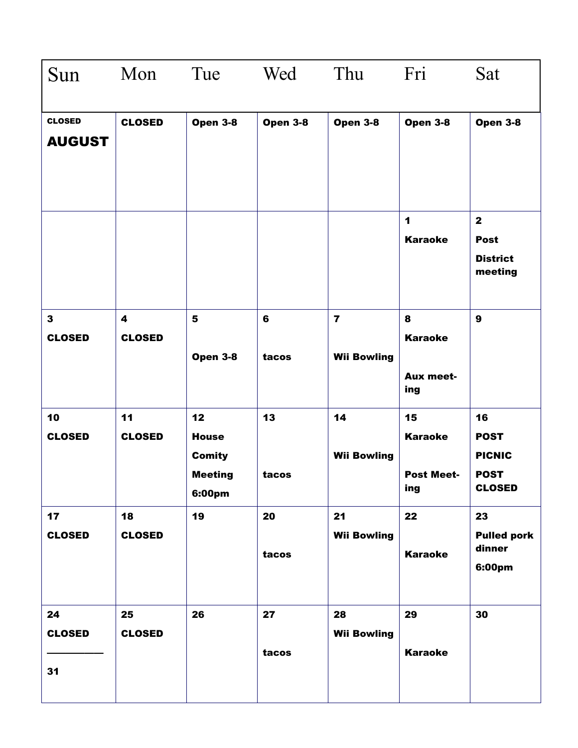| Sun | Mon | Tue | Wed | Thu | Fri | Sat |
|---|---|---|---|---|---|---|
| **CLOSED** **AUGUST** | **CLOSED** | **Open 3-8** | **Open 3-8** | **Open 3-8** | **Open 3-8** | **Open 3-8** |
| | | | | | **1** **Karaoke** | **2** **Post District meeting** |
| **3** **CLOSED** | **4** **CLOSED** | **5** **Open 3-8** | **6** **tacos** | **7** **Wii Bowling** | **8** **Karaoke** **Aux meet-ing** | **9** |
| **10** **CLOSED** | **11** **CLOSED** | **12** **House Comity Meeting 6:00pm** | **13** **tacos** | **14** **Wii Bowling** | **15** **Karaoke** **Post Meet-ing** | **16** **POST PICNIC** **POST CLOSED** |
| **17** **CLOSED** | **18** **CLOSED** | **19** | **20** **tacos** | **21** **Wii Bowling** | **22** **Karaoke** | **23** **Pulled pork dinner 6:00pm** |
| **24** **CLOSED** —————— **31** | **25** **CLOSED** | **26** | **27** **tacos** | **28** **Wii Bowling** | **29** **Karaoke** | **30** |